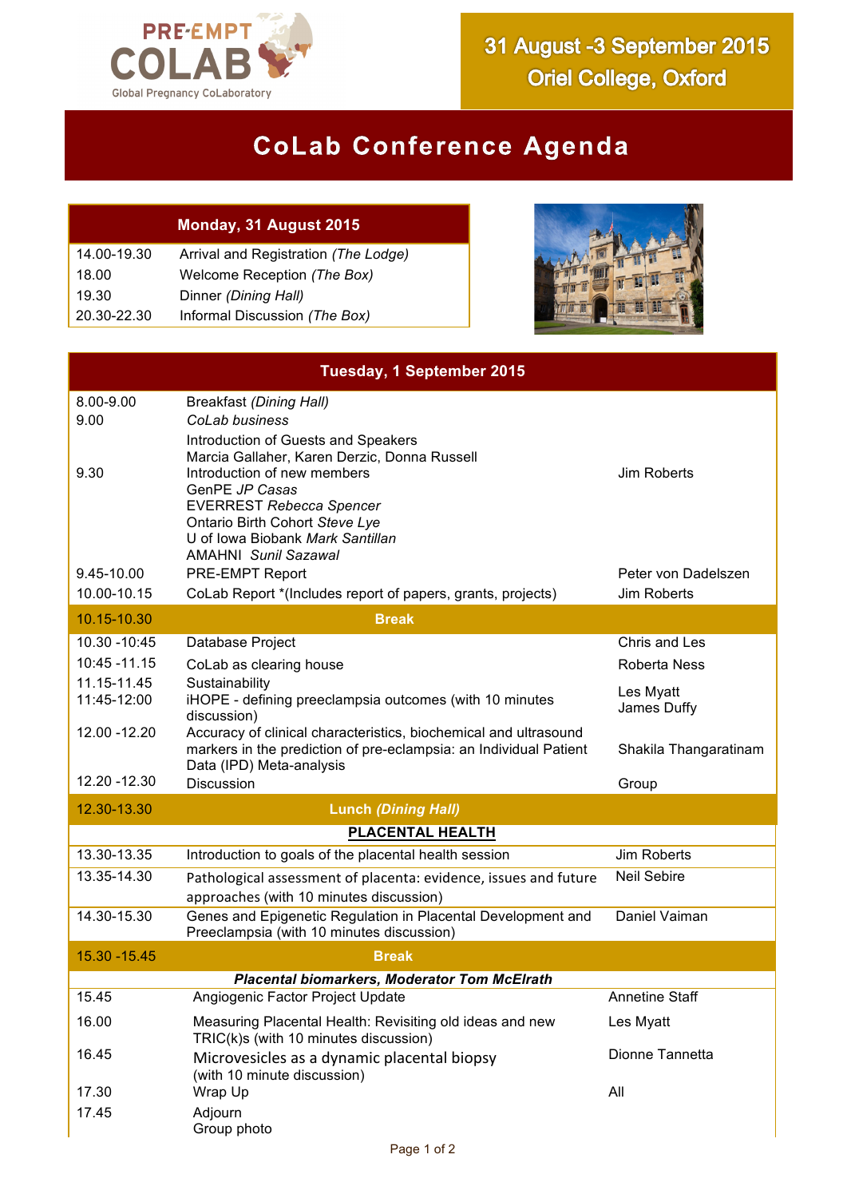PRE-EMPT COLAB
Global Pregnancy CoLaboratory

**31 August -3 September 2015**
**Oriel College, Oxford**

# CoLab Conference Agenda

| Monday, 31 August 2015 | |
|---|---|
| 14.00-19.30 | Arrival and Registration *(The Lodge)* |
| 18.00 | Welcome Reception *(The Box)* |
| 19.30 | Dinner *(Dining Hall)* |
| 20.30-22.30 | Informal Discussion *(The Box)* |

| Tuesday, 1 September 2015 | | |
|---|---|---|
| 8.00-9.00 | Breakfast *(Dining Hall)* | |
| 9.00 | *CoLab business* | |
| 9.30 | Introduction of Guests and Speakers<br>Marcia Gallaher, Karen Derzic, Donna Russell<br>Introduction of new members<br>GenPE *JP Casas*<br>EVERREST *Rebecca Spencer*<br>Ontario Birth Cohort *Steve Lye*<br>U of Iowa Biobank *Mark Santillan*<br>AMAHNI *Sunil Sazawal* | Jim Roberts |
| 9.45-10.00 | PRE-EMPT Report | Peter von Dadelszen |
| 10.00-10.15 | CoLab Report *(Includes report of papers, grants, projects) | Jim Roberts |
| 10.15-10.30 | **Break** | |
| 10.30 -10:45 | Database Project | Chris and Les |
| 10:45 -11.15 | CoLab as clearing house | Roberta Ness |
| 11.15-11.45 | Sustainability | Les Myatt |
| 11:45-12:00 | iHOPE - defining preeclampsia outcomes (with 10 minutes discussion) | James Duffy |
| 12.00 -12.20 | Accuracy of clinical characteristics, biochemical and ultrasound markers in the prediction of pre-eclampsia: an Individual Patient Data (IPD) Meta-analysis | Shakila Thangaratinam |
| 12.20 -12.30 | Discussion | Group |
| 12.30-13.30 | **Lunch *(Dining Hall)*** | |
| | **PLACENTAL HEALTH** | |
| 13.30-13.35 | Introduction to goals of the placental health session | Jim Roberts |
| 13.35-14.30 | Pathological assessment of placenta: evidence, issues and future approaches (with 10 minutes discussion) | Neil Sebire |
| 14.30-15.30 | Genes and Epigenetic Regulation in Placental Development and Preeclampsia (with 10 minutes discussion) | Daniel Vaiman |
| 15.30 -15.45 | **Break** | |
| | ***Placental biomarkers, Moderator Tom McElrath*** | |
| 15.45 | Angiogenic Factor Project Update | Annetine Staff |
| 16.00 | Measuring Placental Health: Revisiting old ideas and new TRIC(k)s (with 10 minutes discussion) | Les Myatt |
| 16.45 | Microvesicles as a dynamic placental biopsy (with 10 minute discussion) | Dionne Tannetta |
| 17.30 | Wrap Up | All |
| 17.45 | Adjourn<br>Group photo | |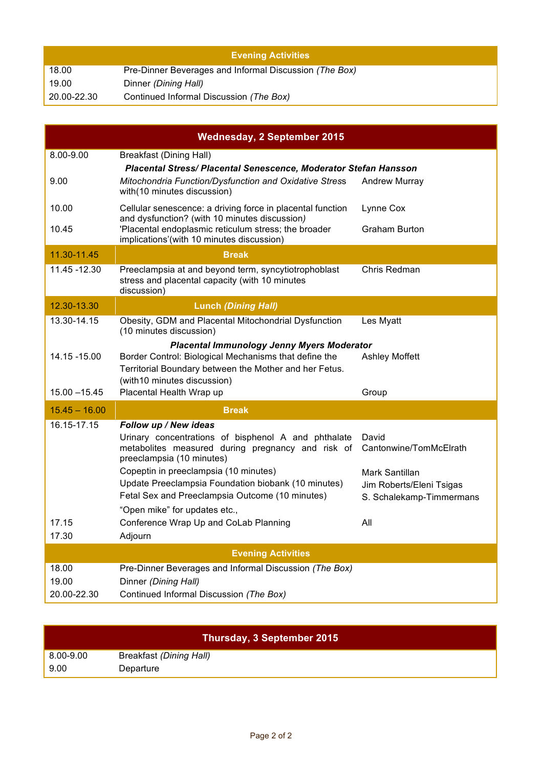| Evening Activities | |
| --- | --- |
| 18.00 | Pre-Dinner Beverages and Informal Discussion *(The Box)* |
| 19.00 | Dinner *(Dining Hall)* |
| 20.00-22.30 | Continued Informal Discussion *(The Box)* |

## Wednesday, 2 September 2015

| | | |
| --- | --- | --- |
| 8.00-9.00 | Breakfast (Dining Hall) | |
| | ***Placental Stress/ Placental Senescence, Moderator Stefan Hansson*** | |
| 9.00 | *Mitochondria Function/Dysfunction and Oxidative Stress* with(10 minutes discussion) | Andrew Murray |
| 10.00 | Cellular senescence: a driving force in placental function and dysfunction? (with 10 minutes discussion*)* | Lynne Cox |
| 10.45 | 'Placental endoplasmic reticulum stress; the broader implications'(with 10 minutes discussion) | Graham Burton |
| 11.30-11.45 | **Break** | |
| 11.45 -12.30 | Preeclampsia at and beyond term, syncytiotrophoblast stress and placental capacity (with 10 minutes discussion) | Chris Redman |
| 12.30-13.30 | **Lunch *(Dining Hall)*** | |
| 13.30-14.15 | Obesity, GDM and Placental Mitochondrial Dysfunction (10 minutes discussion) | Les Myatt |
| | ***Placental Immunology Jenny Myers Moderator*** | |
| 14.15 -15.00 | Border Control: Biological Mechanisms that define the Territorial Boundary between the Mother and her Fetus. (with10 minutes discussion) | Ashley Moffett |
| 15.00 –15.45 | Placental Health Wrap up | Group |
| 15.45 – 16.00 | **Break** | |
| 16.15-17.15 | ***Follow up / New ideas*** | |
| | Urinary concentrations of bisphenol A and phthalate metabolites measured during pregnancy and risk of preeclampsia (10 minutes) | David Cantonwine/TomMcElrath |
| | Copeptin in preeclampsia (10 minutes) | Mark Santillan |
| | Update Preeclampsia Foundation biobank (10 minutes) | Jim Roberts/Eleni Tsigas |
| | Fetal Sex and Preeclampsia Outcome (10 minutes) | S. Schalekamp-Timmermans |
| | "Open mike" for updates etc., | |
| 17.15 | Conference Wrap Up and CoLab Planning | All |
| 17.30 | Adjourn | |
| | **Evening Activities** | |
| 18.00 | Pre-Dinner Beverages and Informal Discussion *(The Box)* | |
| 19.00 | Dinner *(Dining Hall)* | |
| 20.00-22.30 | Continued Informal Discussion *(The Box)* | |

## Thursday, 3 September 2015

| | |
| --- | --- |
| 8.00-9.00 | Breakfast *(Dining Hall)* |
| 9.00 | Departure |